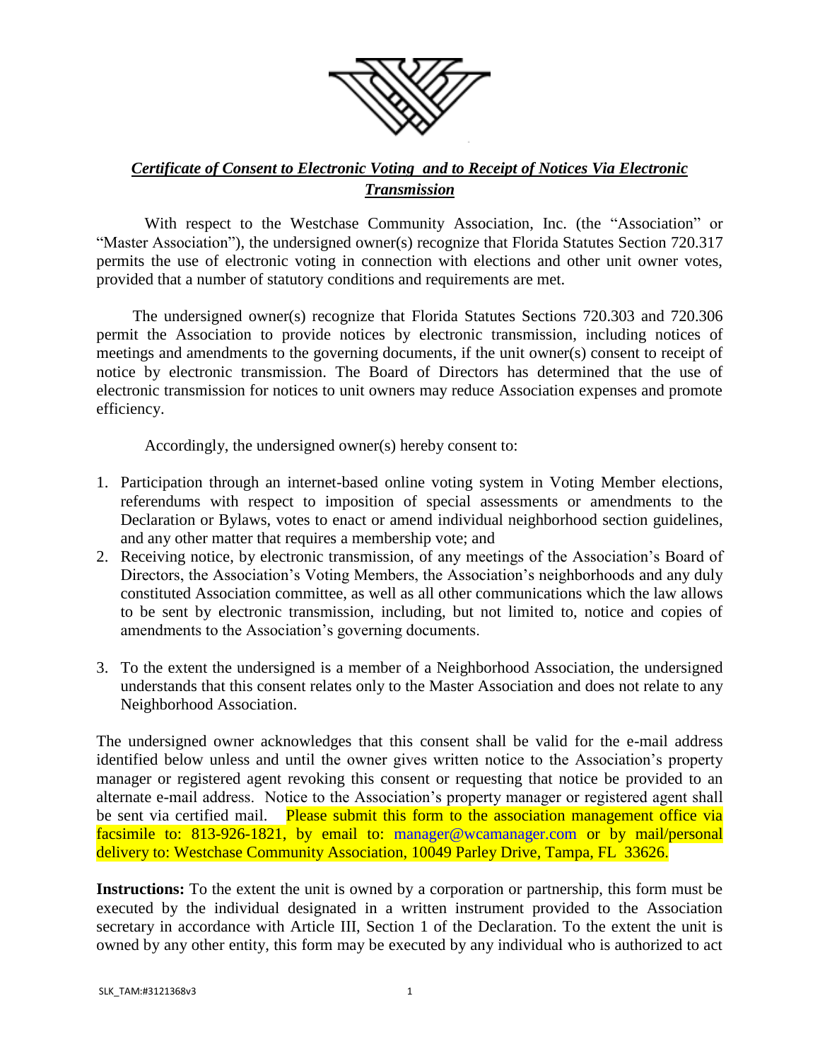## ***Certificate of Consent to Electronic Voting and to Receipt of Notices Via Electronic Transmission***

With respect to the Westchase Community Association, Inc. (the "Association" or "Master Association"), the undersigned owner(s) recognize that Florida Statutes Section 720.317 permits the use of electronic voting in connection with elections and other unit owner votes, provided that a number of statutory conditions and requirements are met.

The undersigned owner(s) recognize that Florida Statutes Sections 720.303 and 720.306 permit the Association to provide notices by electronic transmission, including notices of meetings and amendments to the governing documents, if the unit owner(s) consent to receipt of notice by electronic transmission. The Board of Directors has determined that the use of electronic transmission for notices to unit owners may reduce Association expenses and promote efficiency.

Accordingly, the undersigned owner(s) hereby consent to:

1. Participation through an internet-based online voting system in Voting Member elections, referendums with respect to imposition of special assessments or amendments to the Declaration or Bylaws, votes to enact or amend individual neighborhood section guidelines, and any other matter that requires a membership vote; and
2. Receiving notice, by electronic transmission, of any meetings of the Association's Board of Directors, the Association's Voting Members, the Association's neighborhoods and any duly constituted Association committee, as well as all other communications which the law allows to be sent by electronic transmission, including, but not limited to, notice and copies of amendments to the Association's governing documents.
3. To the extent the undersigned is a member of a Neighborhood Association, the undersigned understands that this consent relates only to the Master Association and does not relate to any Neighborhood Association.

The undersigned owner acknowledges that this consent shall be valid for the e-mail address identified below unless and until the owner gives written notice to the Association's property manager or registered agent revoking this consent or requesting that notice be provided to an alternate e-mail address. Notice to the Association's property manager or registered agent shall be sent via certified mail. Please submit this form to the association management office via facsimile to: 813-926-1821, by email to: manager@wcamanager.com or by mail/personal delivery to: Westchase Community Association, 10049 Parley Drive, Tampa, FL 33626.

**Instructions:** To the extent the unit is owned by a corporation or partnership, this form must be executed by the individual designated in a written instrument provided to the Association secretary in accordance with Article III, Section 1 of the Declaration. To the extent the unit is owned by any other entity, this form may be executed by any individual who is authorized to act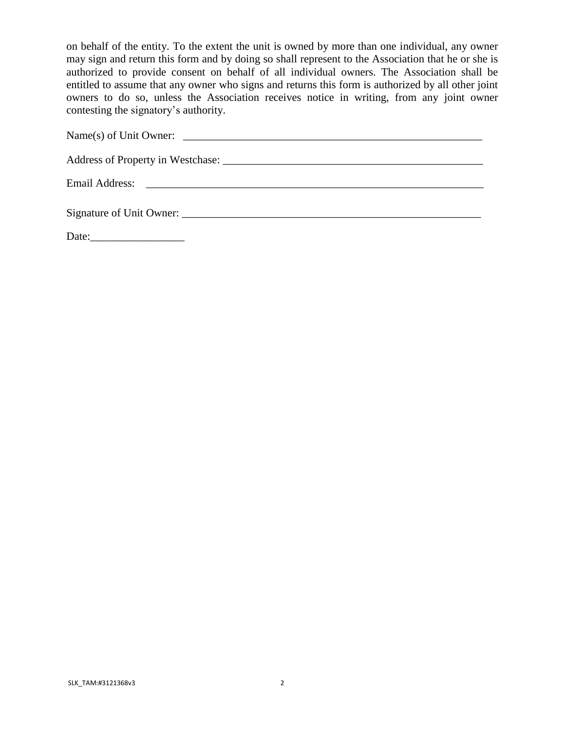on behalf of the entity. To the extent the unit is owned by more than one individual, any owner may sign and return this form and by doing so shall represent to the Association that he or she is authorized to provide consent on behalf of all individual owners. The Association shall be entitled to assume that any owner who signs and returns this form is authorized by all other joint owners to do so, unless the Association receives notice in writing, from any joint owner contesting the signatory's authority.

Name(s) of Unit Owner: ________________________________________________________

Address of Property in Westchase: ________________________________________________

Email Address: ______________________________________________________________

Signature of Unit Owner: ______________________________________________________

Date:_________________

SLK_TAM:#3121368v3